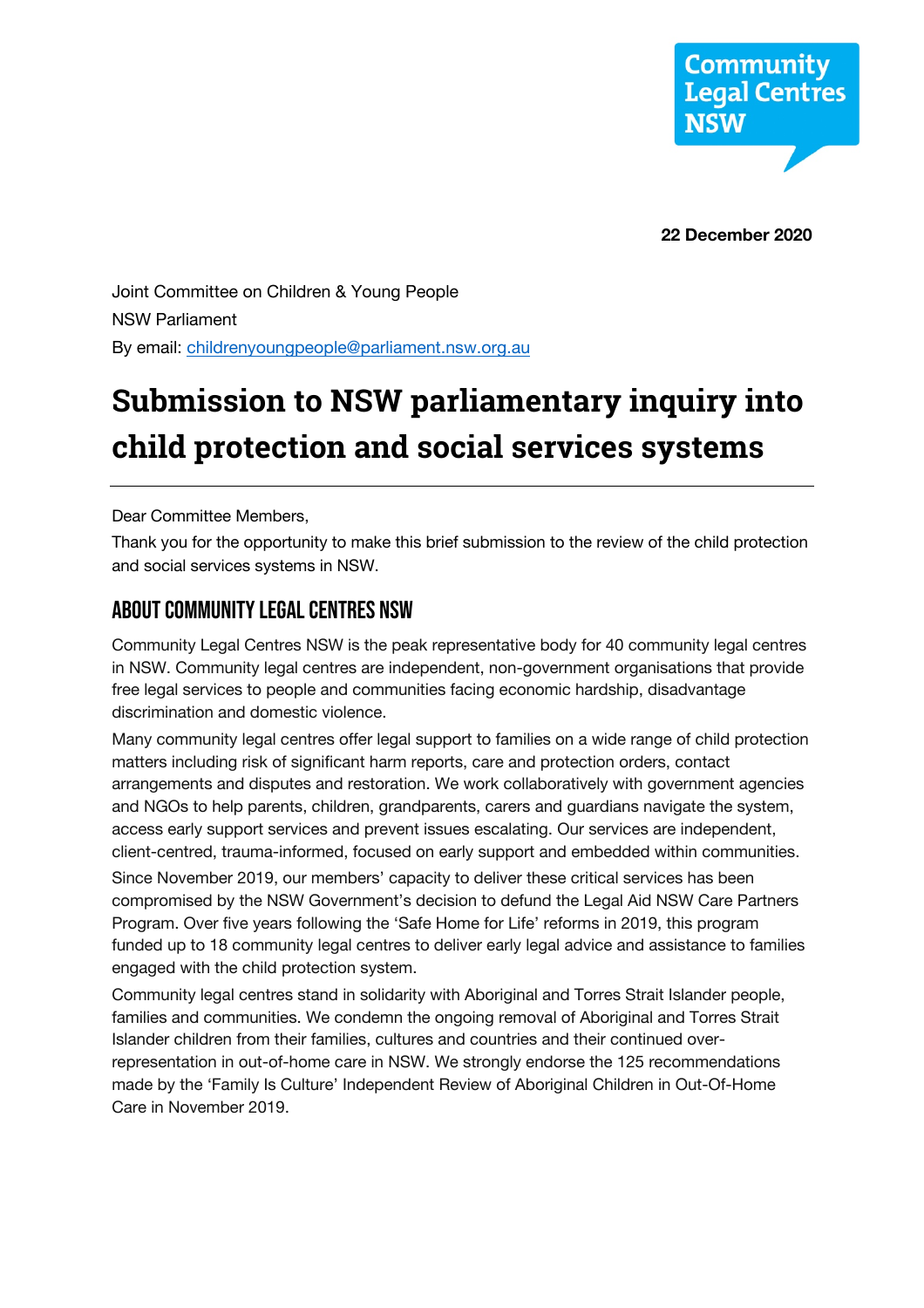Community Legal Centres NSW

**22 December 2020**

Joint Committee on Children & Young People
NSW Parliament
By email: childrenyoungpeople@parliament.nsw.org.au

# Submission to NSW parliamentary inquiry into child protection and social services systems

Dear Committee Members,

Thank you for the opportunity to make this brief submission to the review of the child protection and social services systems in NSW.

## About Community Legal Centres NSW

Community Legal Centres NSW is the peak representative body for 40 community legal centres in NSW. Community legal centres are independent, non-government organisations that provide free legal services to people and communities facing economic hardship, disadvantage discrimination and domestic violence.

Many community legal centres offer legal support to families on a wide range of child protection matters including risk of significant harm reports, care and protection orders, contact arrangements and disputes and restoration. We work collaboratively with government agencies and NGOs to help parents, children, grandparents, carers and guardians navigate the system, access early support services and prevent issues escalating. Our services are independent, client-centred, trauma-informed, focused on early support and embedded within communities.

Since November 2019, our members' capacity to deliver these critical services has been compromised by the NSW Government's decision to defund the Legal Aid NSW Care Partners Program. Over five years following the 'Safe Home for Life' reforms in 2019, this program funded up to 18 community legal centres to deliver early legal advice and assistance to families engaged with the child protection system.

Community legal centres stand in solidarity with Aboriginal and Torres Strait Islander people, families and communities. We condemn the ongoing removal of Aboriginal and Torres Strait Islander children from their families, cultures and countries and their continued over-representation in out-of-home care in NSW. We strongly endorse the 125 recommendations made by the 'Family Is Culture' Independent Review of Aboriginal Children in Out-Of-Home Care in November 2019.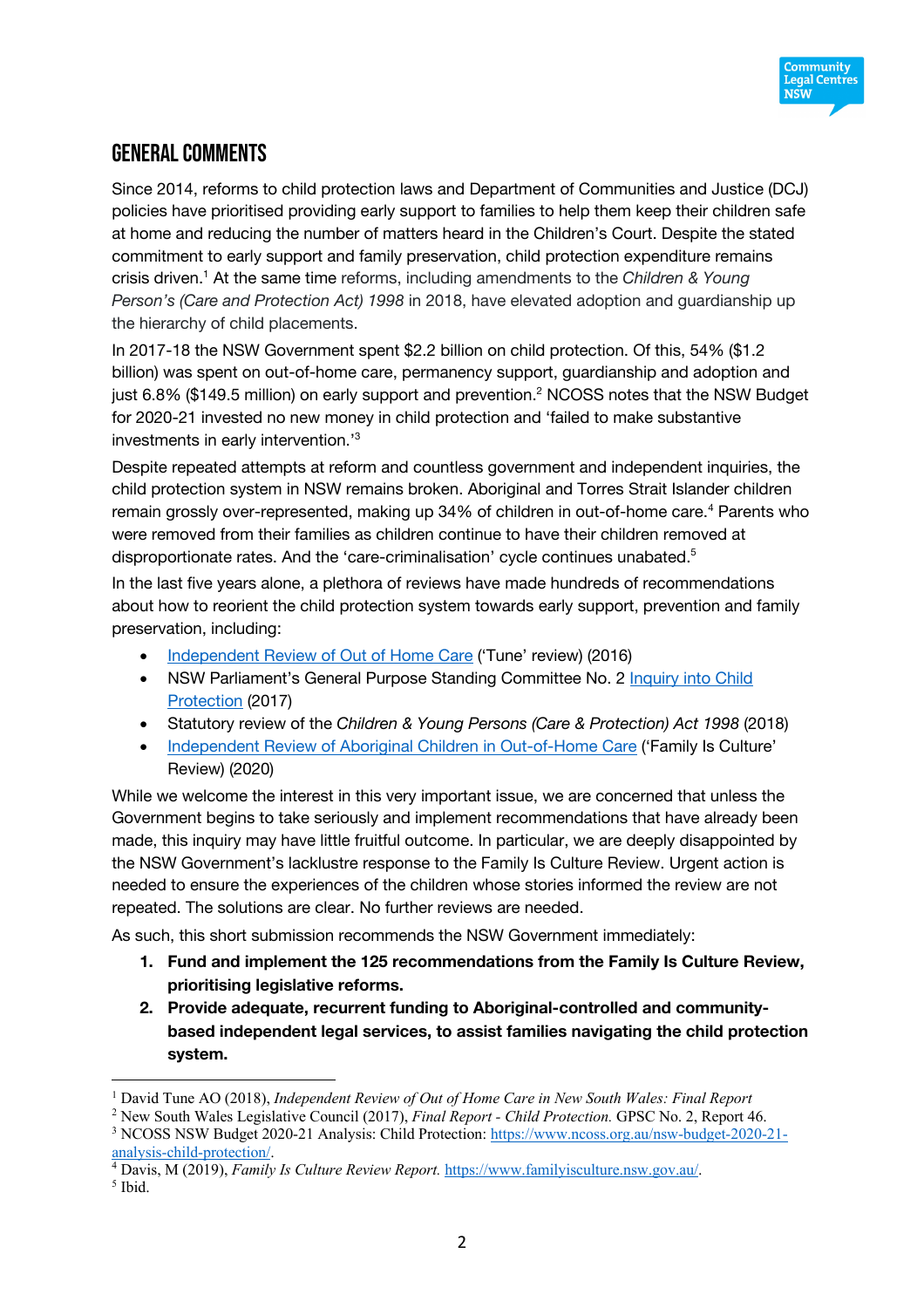## General comments

Since 2014, reforms to child protection laws and Department of Communities and Justice (DCJ) policies have prioritised providing early support to families to help them keep their children safe at home and reducing the number of matters heard in the Children's Court. Despite the stated commitment to early support and family preservation, child protection expenditure remains crisis driven.[1] At the same time reforms, including amendments to the *Children & Young Person's (Care and Protection Act) 1998* in 2018, have elevated adoption and guardianship up the hierarchy of child placements.

In 2017-18 the NSW Government spent $2.2 billion on child protection. Of this, 54% ($1.2 billion) was spent on out-of-home care, permanency support, guardianship and adoption and just 6.8% ($149.5 million) on early support and prevention.[2] NCOSS notes that the NSW Budget for 2020-21 invested no new money in child protection and 'failed to make substantive investments in early intervention.'[3]

Despite repeated attempts at reform and countless government and independent inquiries, the child protection system in NSW remains broken. Aboriginal and Torres Strait Islander children remain grossly over-represented, making up 34% of children in out-of-home care.[4] Parents who were removed from their families as children continue to have their children removed at disproportionate rates. And the 'care-criminalisation' cycle continues unabated.[5]

In the last five years alone, a plethora of reviews have made hundreds of recommendations about how to reorient the child protection system towards early support, prevention and family preservation, including:

- Independent Review of Out of Home Care ('Tune' review) (2016)
- NSW Parliament's General Purpose Standing Committee No. 2 Inquiry into Child Protection (2017)
- Statutory review of the *Children & Young Persons (Care & Protection) Act 1998* (2018)
- Independent Review of Aboriginal Children in Out-of-Home Care ('Family Is Culture' Review) (2020)

While we welcome the interest in this very important issue, we are concerned that unless the Government begins to take seriously and implement recommendations that have already been made, this inquiry may have little fruitful outcome. In particular, we are deeply disappointed by the NSW Government's lacklustre response to the Family Is Culture Review. Urgent action is needed to ensure the experiences of the children whose stories informed the review are not repeated. The solutions are clear. No further reviews are needed.

As such, this short submission recommends the NSW Government immediately:

1. **Fund and implement the 125 recommendations from the Family Is Culture Review, prioritising legislative reforms.**
2. **Provide adequate, recurrent funding to Aboriginal-controlled and community-based independent legal services, to assist families navigating the child protection system.**

---

[1] David Tune AO (2018), *Independent Review of Out of Home Care in New South Wales: Final Report*

[2] New South Wales Legislative Council (2017), *Final Report - Child Protection.* GPSC No. 2, Report 46.

[3] NCOSS NSW Budget 2020-21 Analysis: Child Protection: https://www.ncoss.org.au/nsw-budget-2020-21-analysis-child-protection/.

[4] Davis, M (2019), *Family Is Culture Review Report.* https://www.familyisculture.nsw.gov.au/.

[5] Ibid.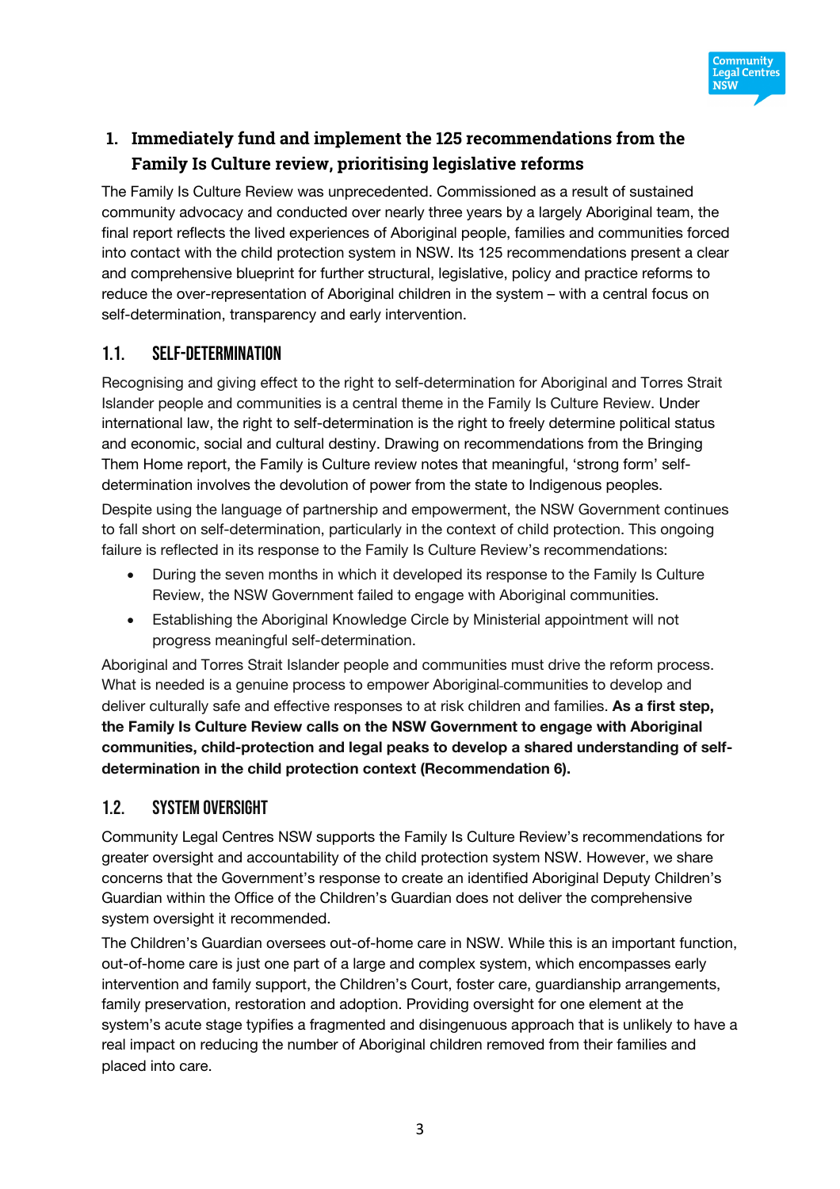## 1. Immediately fund and implement the 125 recommendations from the Family Is Culture review, prioritising legislative reforms

The Family Is Culture Review was unprecedented. Commissioned as a result of sustained community advocacy and conducted over nearly three years by a largely Aboriginal team, the final report reflects the lived experiences of Aboriginal people, families and communities forced into contact with the child protection system in NSW. Its 125 recommendations present a clear and comprehensive blueprint for further structural, legislative, policy and practice reforms to reduce the over-representation of Aboriginal children in the system – with a central focus on self-determination, transparency and early intervention.

### 1.1. SELF-DETERMINATION

Recognising and giving effect to the right to self-determination for Aboriginal and Torres Strait Islander people and communities is a central theme in the Family Is Culture Review. Under international law, the right to self-determination is the right to freely determine political status and economic, social and cultural destiny. Drawing on recommendations from the Bringing Them Home report, the Family is Culture review notes that meaningful, 'strong form' self-determination involves the devolution of power from the state to Indigenous peoples.

Despite using the language of partnership and empowerment, the NSW Government continues to fall short on self-determination, particularly in the context of child protection. This ongoing failure is reflected in its response to the Family Is Culture Review's recommendations:

- During the seven months in which it developed its response to the Family Is Culture Review, the NSW Government failed to engage with Aboriginal communities.
- Establishing the Aboriginal Knowledge Circle by Ministerial appointment will not progress meaningful self-determination.

Aboriginal and Torres Strait Islander people and communities must drive the reform process. What is needed is a genuine process to empower Aboriginal communities to develop and deliver culturally safe and effective responses to at risk children and families. **As a first step, the Family Is Culture Review calls on the NSW Government to engage with Aboriginal communities, child-protection and legal peaks to develop a shared understanding of self-determination in the child protection context (Recommendation 6).**

### 1.2. SYSTEM OVERSIGHT

Community Legal Centres NSW supports the Family Is Culture Review's recommendations for greater oversight and accountability of the child protection system NSW. However, we share concerns that the Government's response to create an identified Aboriginal Deputy Children's Guardian within the Office of the Children's Guardian does not deliver the comprehensive system oversight it recommended.

The Children's Guardian oversees out-of-home care in NSW. While this is an important function, out-of-home care is just one part of a large and complex system, which encompasses early intervention and family support, the Children's Court, foster care, guardianship arrangements, family preservation, restoration and adoption. Providing oversight for one element at the system's acute stage typifies a fragmented and disingenuous approach that is unlikely to have a real impact on reducing the number of Aboriginal children removed from their families and placed into care.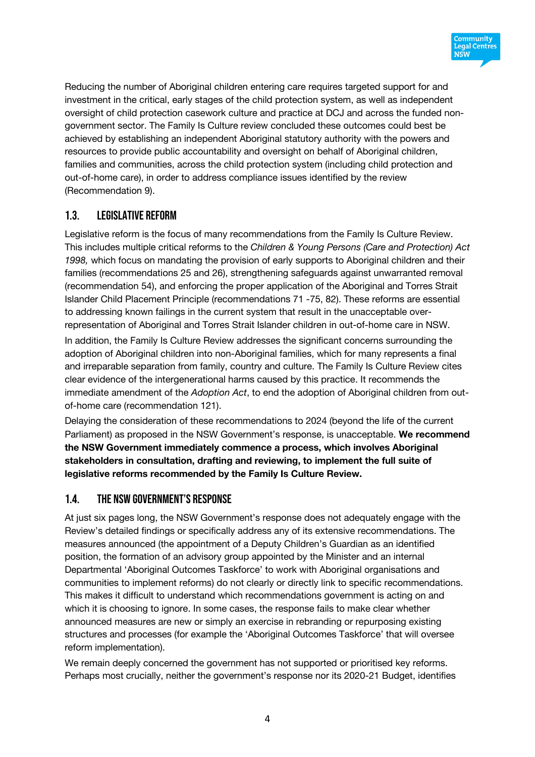Reducing the number of Aboriginal children entering care requires targeted support for and investment in the critical, early stages of the child protection system, as well as independent oversight of child protection casework culture and practice at DCJ and across the funded non-government sector. The Family Is Culture review concluded these outcomes could best be achieved by establishing an independent Aboriginal statutory authority with the powers and resources to provide public accountability and oversight on behalf of Aboriginal children, families and communities, across the child protection system (including child protection and out-of-home care), in order to address compliance issues identified by the review (Recommendation 9).

## 1.3. Legislative reform

Legislative reform is the focus of many recommendations from the Family Is Culture Review. This includes multiple critical reforms to the *Children & Young Persons (Care and Protection) Act 1998,* which focus on mandating the provision of early supports to Aboriginal children and their families (recommendations 25 and 26), strengthening safeguards against unwarranted removal (recommendation 54), and enforcing the proper application of the Aboriginal and Torres Strait Islander Child Placement Principle (recommendations 71 -75, 82). These reforms are essential to addressing known failings in the current system that result in the unacceptable over-representation of Aboriginal and Torres Strait Islander children in out-of-home care in NSW.

In addition, the Family Is Culture Review addresses the significant concerns surrounding the adoption of Aboriginal children into non-Aboriginal families, which for many represents a final and irreparable separation from family, country and culture. The Family Is Culture Review cites clear evidence of the intergenerational harms caused by this practice. It recommends the immediate amendment of the *Adoption Act*, to end the adoption of Aboriginal children from out-of-home care (recommendation 121).

Delaying the consideration of these recommendations to 2024 (beyond the life of the current Parliament) as proposed in the NSW Government's response, is unacceptable. **We recommend the NSW Government immediately commence a process, which involves Aboriginal stakeholders in consultation, drafting and reviewing, to implement the full suite of legislative reforms recommended by the Family Is Culture Review.**

## 1.4. The NSW Government's response

At just six pages long, the NSW Government's response does not adequately engage with the Review's detailed findings or specifically address any of its extensive recommendations. The measures announced (the appointment of a Deputy Children's Guardian as an identified position, the formation of an advisory group appointed by the Minister and an internal Departmental 'Aboriginal Outcomes Taskforce' to work with Aboriginal organisations and communities to implement reforms) do not clearly or directly link to specific recommendations. This makes it difficult to understand which recommendations government is acting on and which it is choosing to ignore. In some cases, the response fails to make clear whether announced measures are new or simply an exercise in rebranding or repurposing existing structures and processes (for example the 'Aboriginal Outcomes Taskforce' that will oversee reform implementation).

We remain deeply concerned the government has not supported or prioritised key reforms. Perhaps most crucially, neither the government's response nor its 2020-21 Budget, identifies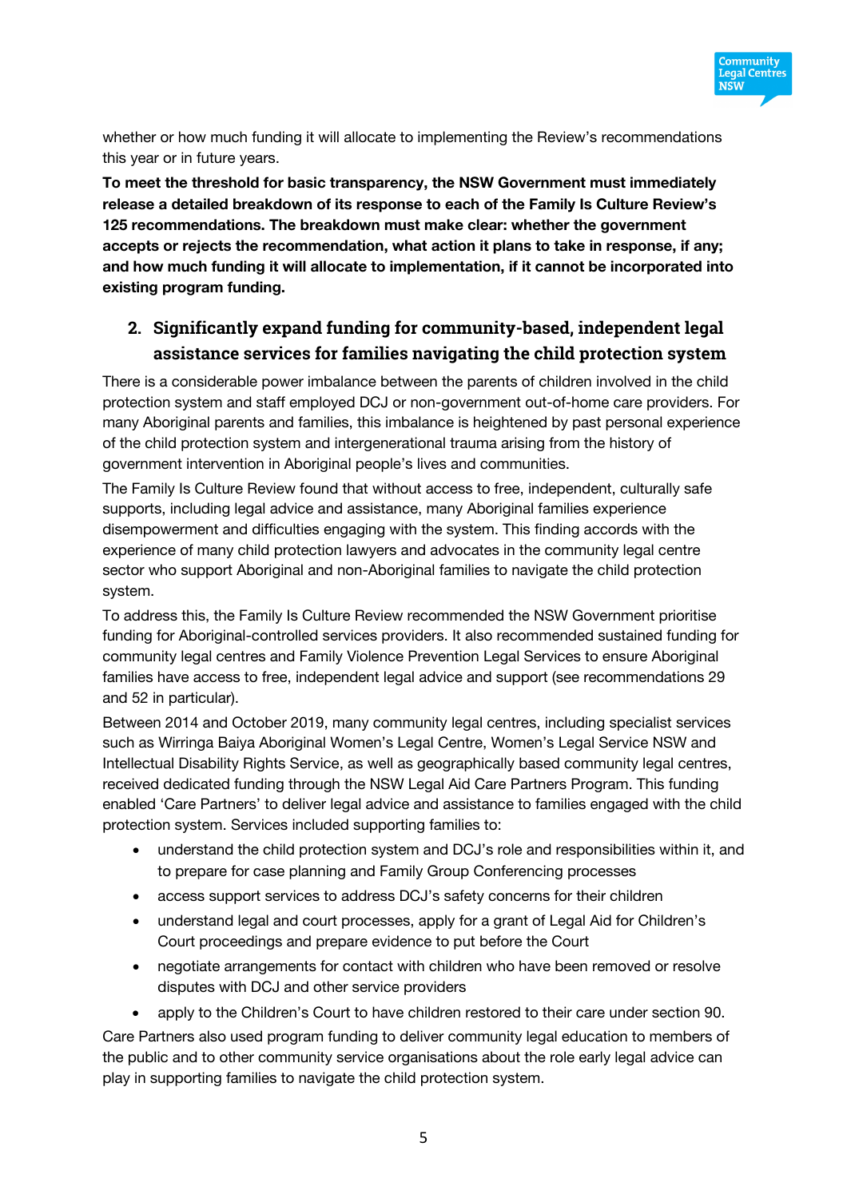whether or how much funding it will allocate to implementing the Review's recommendations this year or in future years.

**To meet the threshold for basic transparency, the NSW Government must immediately release a detailed breakdown of its response to each of the Family Is Culture Review's 125 recommendations. The breakdown must make clear: whether the government accepts or rejects the recommendation, what action it plans to take in response, if any; and how much funding it will allocate to implementation, if it cannot be incorporated into existing program funding.**

## 2. Significantly expand funding for community-based, independent legal assistance services for families navigating the child protection system

There is a considerable power imbalance between the parents of children involved in the child protection system and staff employed DCJ or non-government out-of-home care providers. For many Aboriginal parents and families, this imbalance is heightened by past personal experience of the child protection system and intergenerational trauma arising from the history of government intervention in Aboriginal people's lives and communities.

The Family Is Culture Review found that without access to free, independent, culturally safe supports, including legal advice and assistance, many Aboriginal families experience disempowerment and difficulties engaging with the system. This finding accords with the experience of many child protection lawyers and advocates in the community legal centre sector who support Aboriginal and non-Aboriginal families to navigate the child protection system.

To address this, the Family Is Culture Review recommended the NSW Government prioritise funding for Aboriginal-controlled services providers. It also recommended sustained funding for community legal centres and Family Violence Prevention Legal Services to ensure Aboriginal families have access to free, independent legal advice and support (see recommendations 29 and 52 in particular).

Between 2014 and October 2019, many community legal centres, including specialist services such as Wirringa Baiya Aboriginal Women's Legal Centre, Women's Legal Service NSW and Intellectual Disability Rights Service, as well as geographically based community legal centres, received dedicated funding through the NSW Legal Aid Care Partners Program. This funding enabled 'Care Partners' to deliver legal advice and assistance to families engaged with the child protection system. Services included supporting families to:

- understand the child protection system and DCJ's role and responsibilities within it, and to prepare for case planning and Family Group Conferencing processes
- access support services to address DCJ's safety concerns for their children
- understand legal and court processes, apply for a grant of Legal Aid for Children's Court proceedings and prepare evidence to put before the Court
- negotiate arrangements for contact with children who have been removed or resolve disputes with DCJ and other service providers
- apply to the Children's Court to have children restored to their care under section 90.

Care Partners also used program funding to deliver community legal education to members of the public and to other community service organisations about the role early legal advice can play in supporting families to navigate the child protection system.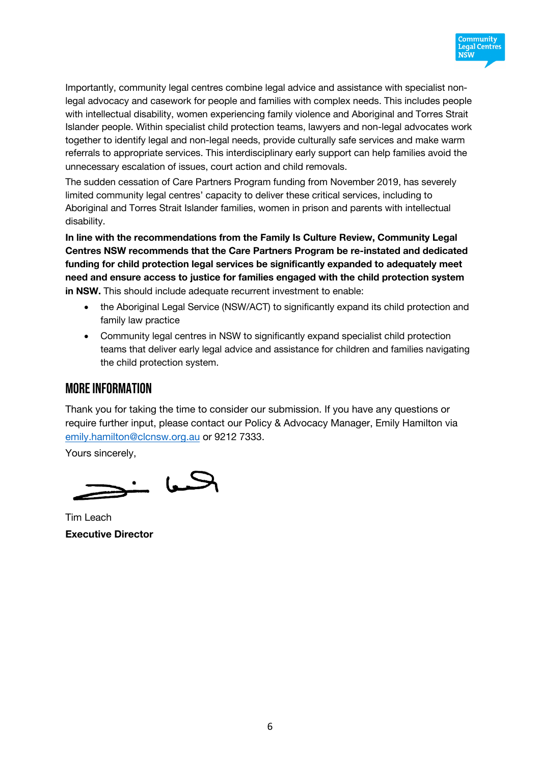Importantly, community legal centres combine legal advice and assistance with specialist non-legal advocacy and casework for people and families with complex needs. This includes people with intellectual disability, women experiencing family violence and Aboriginal and Torres Strait Islander people. Within specialist child protection teams, lawyers and non-legal advocates work together to identify legal and non-legal needs, provide culturally safe services and make warm referrals to appropriate services. This interdisciplinary early support can help families avoid the unnecessary escalation of issues, court action and child removals.

The sudden cessation of Care Partners Program funding from November 2019, has severely limited community legal centres' capacity to deliver these critical services, including to Aboriginal and Torres Strait Islander families, women in prison and parents with intellectual disability.

**In line with the recommendations from the Family Is Culture Review, Community Legal Centres NSW recommends that the Care Partners Program be re-instated and dedicated funding for child protection legal services be significantly expanded to adequately meet need and ensure access to justice for families engaged with the child protection system in NSW.** This should include adequate recurrent investment to enable:

- the Aboriginal Legal Service (NSW/ACT) to significantly expand its child protection and family law practice
- Community legal centres in NSW to significantly expand specialist child protection teams that deliver early legal advice and assistance for children and families navigating the child protection system.

## MORE INFORMATION

Thank you for taking the time to consider our submission. If you have any questions or require further input, please contact our Policy & Advocacy Manager, Emily Hamilton via emily.hamilton@clcnsw.org.au or 9212 7333.

Yours sincerely,

Tim Leach
**Executive Director**